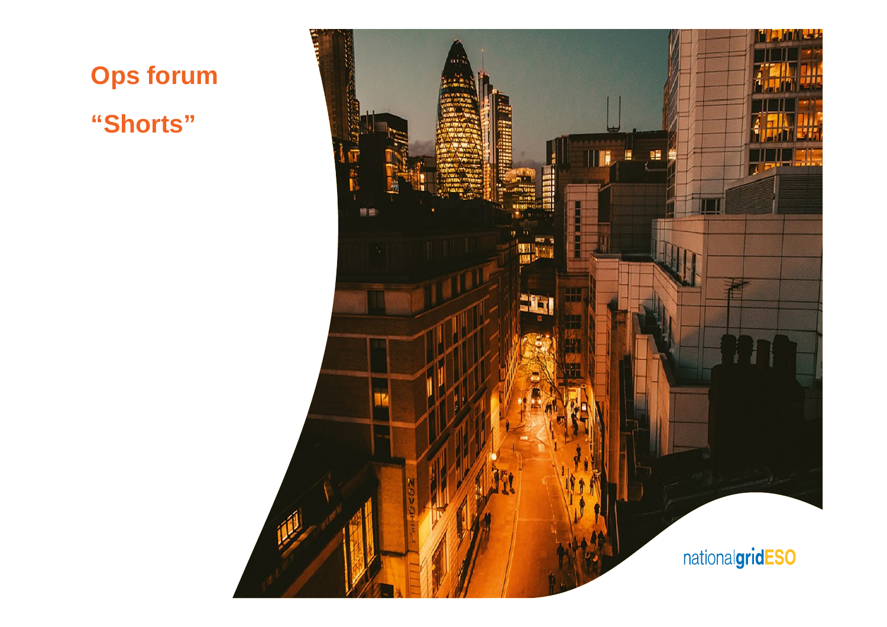# Ops forum

## "Shorts"

nationalgridESO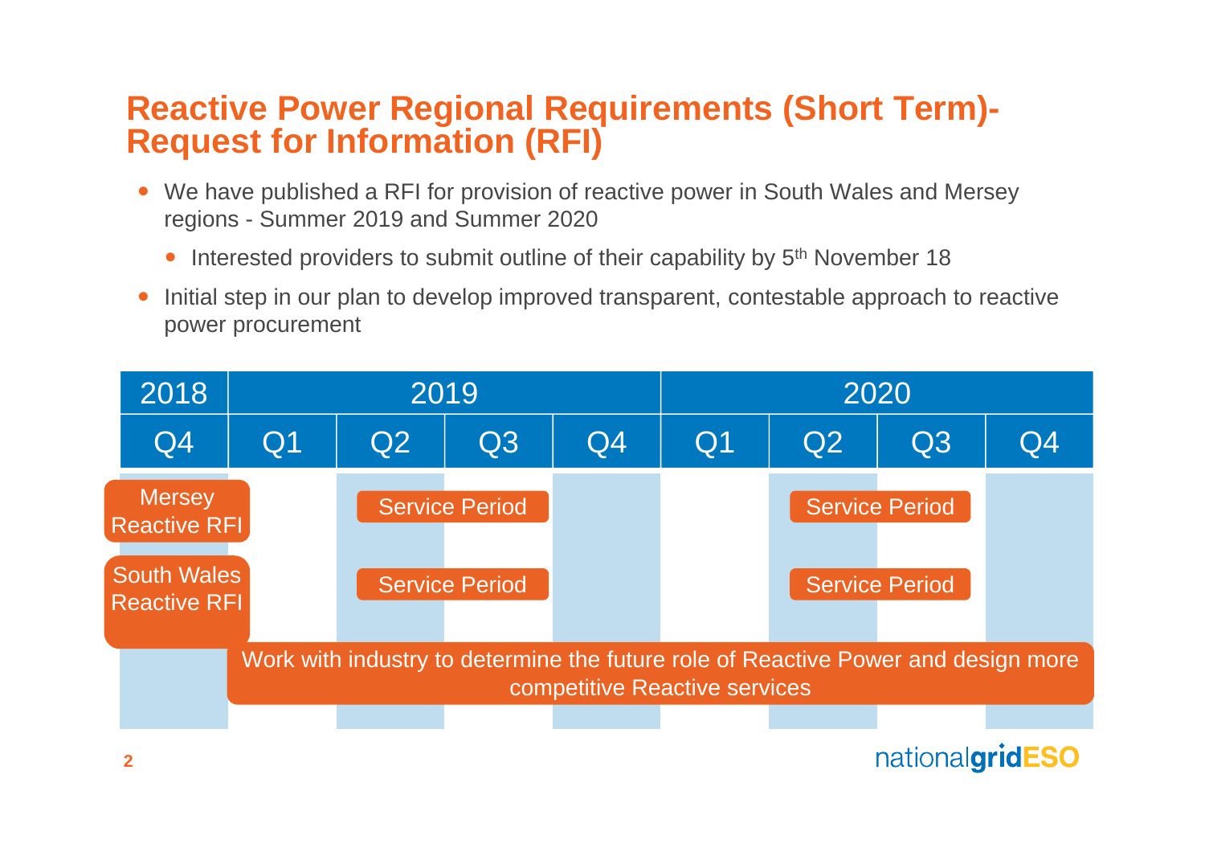# Reactive Power Regional Requirements (Short Term)- Request for Information (RFI)

- We have published a RFI for provision of reactive power in South Wales and Mersey regions - Summer 2019 and Summer 2020
  - Interested providers to submit outline of their capability by 5th November 18
- Initial step in our plan to develop improved transparent, contestable approach to reactive power procurement

| 2018 | 2019 | | | | 2020 | | | |
|---|---|---|---|---|---|---|---|---|
| Q4 | Q1 | Q2 | Q3 | Q4 | Q1 | Q2 | Q3 | Q4 |
| Mersey Reactive RFI | | Service Period | | | | Service Period | | |
| South Wales Reactive RFI | | Service Period | | | | Service Period | | |
| | Work with industry to determine the future role of Reactive Power and design more competitive Reactive services | | | | | | | |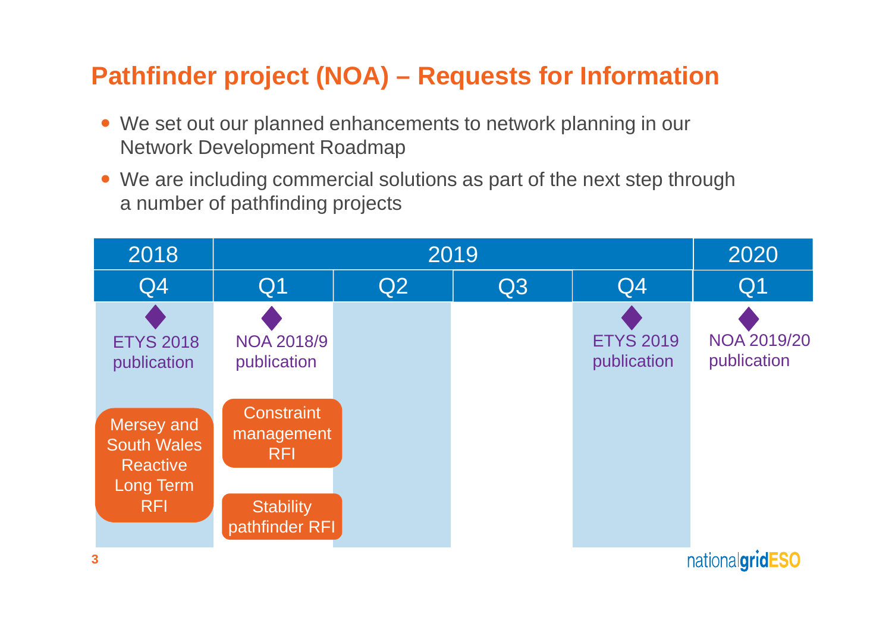# Pathfinder project (NOA) – Requests for Information

- We set out our planned enhancements to network planning in our Network Development Roadmap
- We are including commercial solutions as part of the next step through a number of pathfinding projects

| 2018 | 2019 | | | | 2020 |
|---|---|---|---|---|---|
| Q4 | Q1 | Q2 | Q3 | Q4 | Q1 |
| ETYS 2018 publication | NOA 2018/9 publication | | | ETYS 2019 publication | NOA 2019/20 publication |
| Mersey and South Wales Reactive Long Term RFI | Constraint management RFI | | | | |
| | Stability pathfinder RFI | | | | |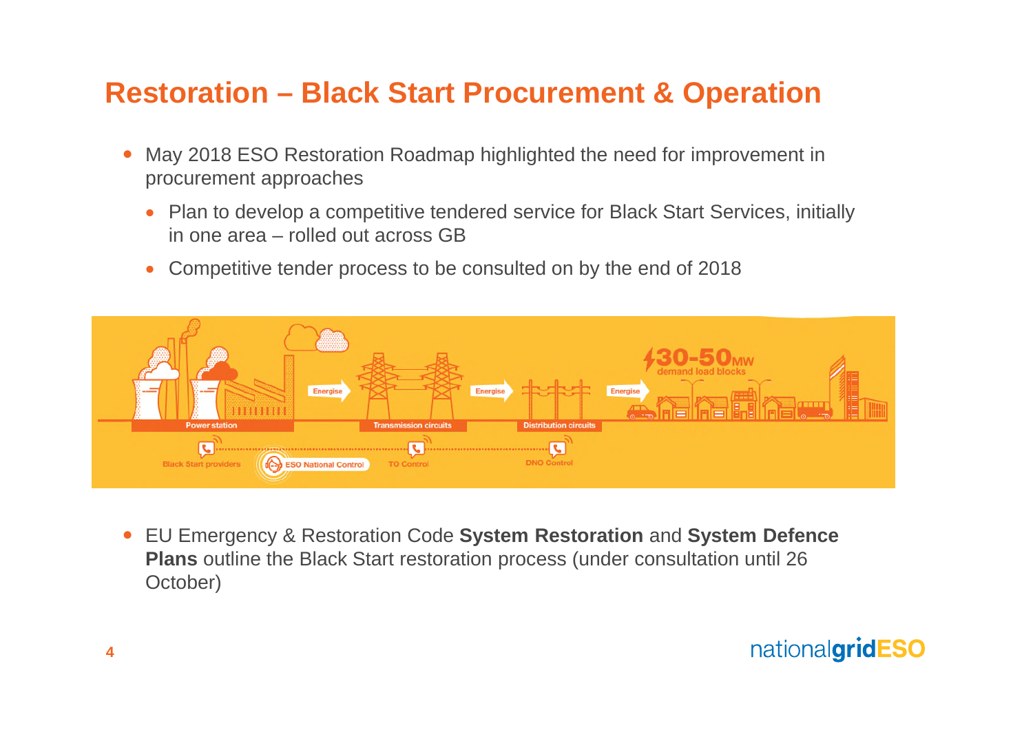# Restoration – Black Start Procurement & Operation

- May 2018 ESO Restoration Roadmap highlighted the need for improvement in procurement approaches
  - Plan to develop a competitive tendered service for Black Start Services, initially in one area – rolled out across GB
  - Competitive tender process to be consulted on by the end of 2018

- EU Emergency & Restoration Code **System Restoration** and **System Defence Plans** outline the Black Start restoration process (under consultation until 26 October)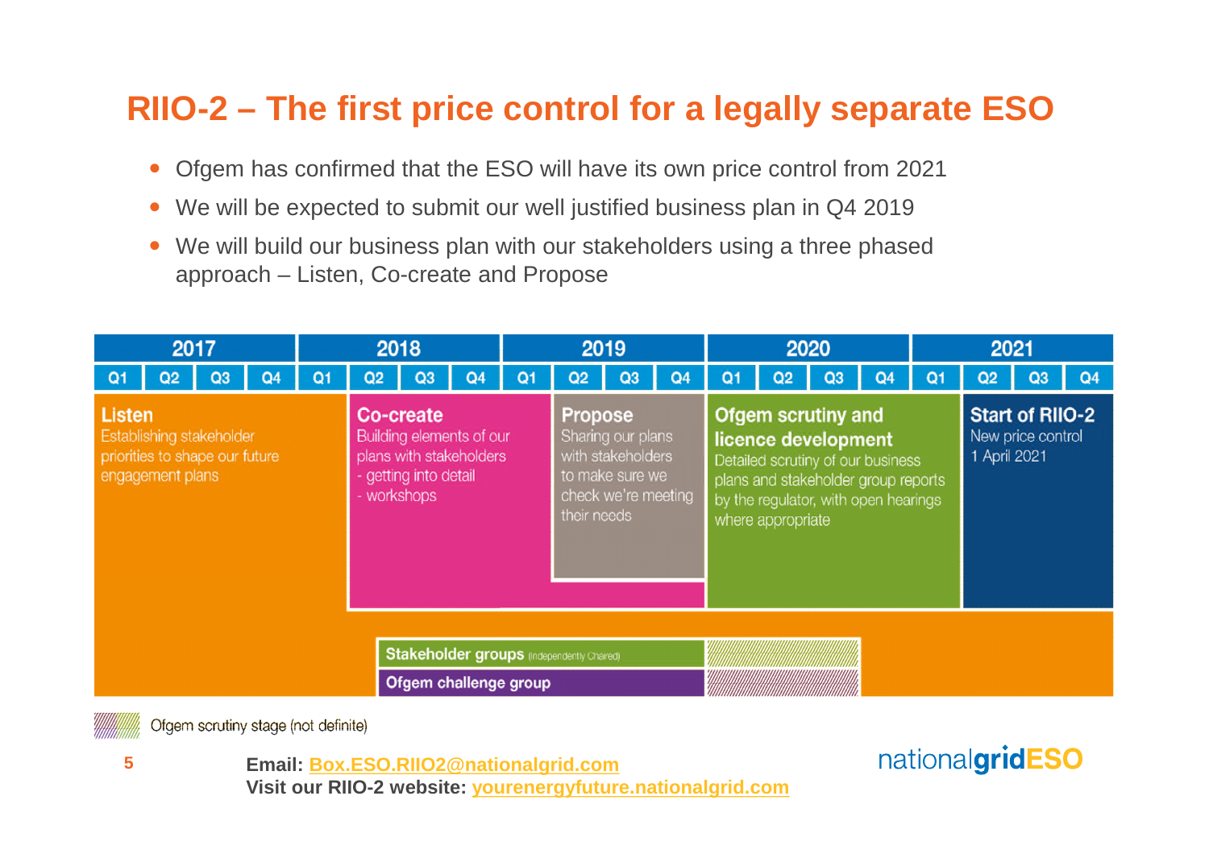# RIIO-2 – The first price control for a legally separate ESO

- Ofgem has confirmed that the ESO will have its own price control from 2021
- We will be expected to submit our well justified business plan in Q4 2019
- We will build our business plan with our stakeholders using a three phased approach – Listen, Co-create and Propose

| 2017 | | | | 2018 | | | | 2019 | | | | 2020 | | | | 2021 | | | |
|---|---|---|---|---|---|---|---|---|---|---|---|---|---|---|---|---|---|---|---|
| Q1 | Q2 | Q3 | Q4 | Q1 | Q2 | Q3 | Q4 | Q1 | Q2 | Q3 | Q4 | Q1 | Q2 | Q3 | Q4 | Q1 | Q2 | Q3 | Q4 |

**Listen**
Establishing stakeholder priorities to shape our future engagement plans

**Co-create**
Building elements of our plans with stakeholders
- getting into detail
- workshops

**Propose**
Sharing our plans with stakeholders to make sure we check we're meeting their needs

**Ofgem scrutiny and licence development**
Detailed scrutiny of our business plans and stakeholder group reports by the regulator, with open hearings where appropriate

**Start of RIIO-2**
New price control
1 April 2021

**Stakeholder groups** (Independently Chaired)

**Ofgem challenge group**

Ofgem scrutiny stage (not definite)

**Email: Box.ESO.RIIO2@nationalgrid.com**
**Visit our RIIO-2 website: yourenergyfuture.nationalgrid.com**

nationalgridESO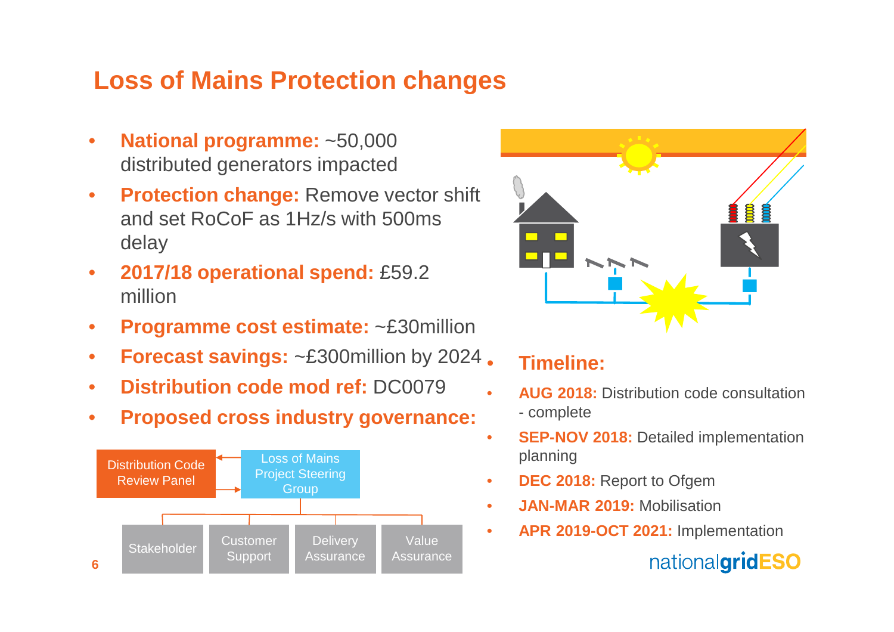# Loss of Mains Protection changes

- **National programme:** ~50,000 distributed generators impacted
- **Protection change:** Remove vector shift and set RoCoF as 1Hz/s with 500ms delay
- **2017/18 operational spend:** £59.2 million
- **Programme cost estimate:** ~£30million
- **Forecast savings:** ~£300million by 2024
- **Distribution code mod ref:** DC0079
- **Proposed cross industry governance:**

Distribution Code Review Panel

Loss of Mains Project Steering Group

Stakeholder

Customer Support

Delivery Assurance

Value Assurance

- **Timeline:**
  - **AUG 2018:** Distribution code consultation - complete
  - **SEP-NOV 2018:** Detailed implementation planning
  - **DEC 2018:** Report to Ofgem
  - **JAN-MAR 2019:** Mobilisation
  - **APR 2019-OCT 2021:** Implementation

nationalgridESO